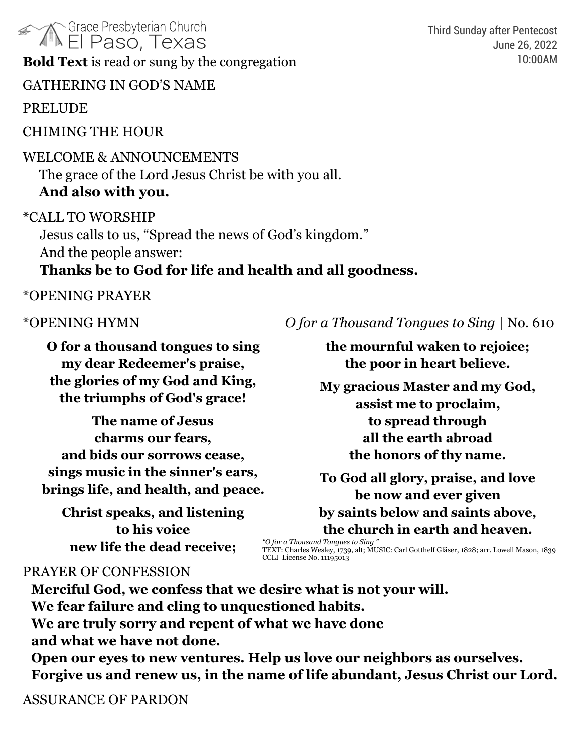Grace Presbyterian Church
El Paso, Texas

Third Sunday after Pentecost
June 26, 2022
10:00AM

**Bold Text** is read or sung by the congregation

GATHERING IN GOD'S NAME

PRELUDE

CHIMING THE HOUR

WELCOME & ANNOUNCEMENTS

The grace of the Lord Jesus Christ be with you all.
**And also with you.**

*CALL TO WORSHIP

Jesus calls to us, "Spread the news of God's kingdom."
And the people answer:
**Thanks be to God for life and health and all goodness.**

*OPENING PRAYER

*OPENING HYMN *O for a Thousand Tongues to Sing* | No. 610

**O for a thousand tongues to sing**
**my dear Redeemer's praise,**
**the glories of my God and King,**
**the triumphs of God's grace!**

**The name of Jesus**
**charms our fears,**
**and bids our sorrows cease,**
**sings music in the sinner's ears,**
**brings life, and health, and peace.**

**Christ speaks, and listening**
**to his voice**
**new life the dead receive;**
**the mournful waken to rejoice;**
**the poor in heart believe.**

**My gracious Master and my God,**
**assist me to proclaim,**
**to spread through**
**all the earth abroad**
**the honors of thy name.**

**To God all glory, praise, and love**
**be now and ever given**
**by saints below and saints above,**
**the church in earth and heaven.**

*"O for a Thousand Tongues to Sing "*
TEXT: Charles Wesley, 1739, alt; MUSIC: Carl Gotthelf Gläser, 1828; arr. Lowell Mason, 1839
CCLI License No. 11195013

PRAYER OF CONFESSION

**Merciful God, we confess that we desire what is not your will.**
**We fear failure and cling to unquestioned habits.**
**We are truly sorry and repent of what we have done**
**and what we have not done.**
**Open our eyes to new ventures. Help us love our neighbors as ourselves.**
**Forgive us and renew us, in the name of life abundant, Jesus Christ our Lord.**

ASSURANCE OF PARDON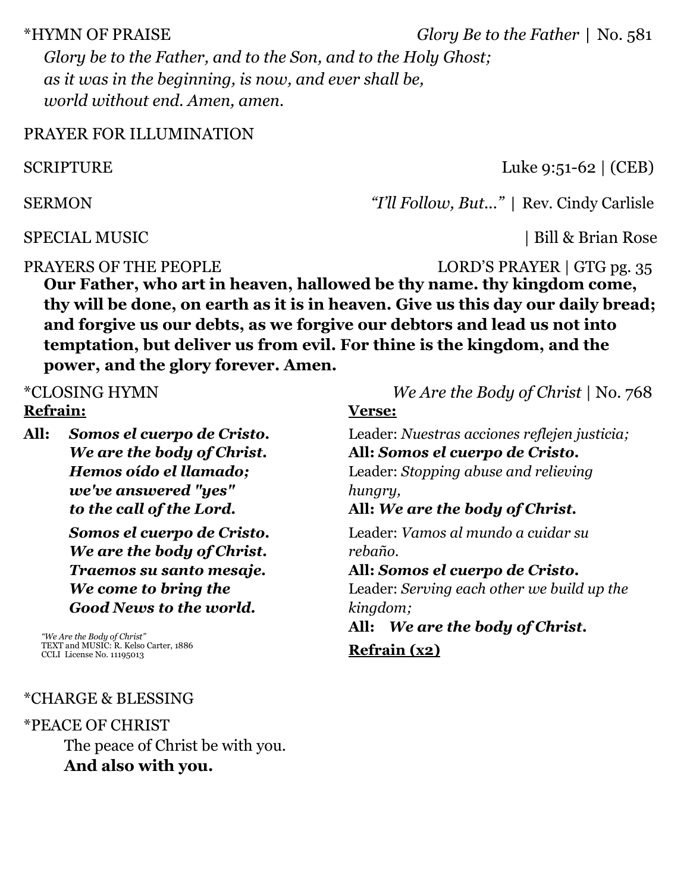\*HYMN OF PRAISE *Glory Be to the Father* | No. 581

*Glory be to the Father, and to the Son, and to the Holy Ghost;*
*as it was in the beginning, is now, and ever shall be,*
*world without end. Amen, amen.*

PRAYER FOR ILLUMINATION

SCRIPTURE Luke 9:51-62 | (CEB)

SERMON *"I'll Follow, But…"* | Rev. Cindy Carlisle

SPECIAL MUSIC | Bill & Brian Rose

PRAYERS OF THE PEOPLE LORD'S PRAYER | GTG pg. 35

**Our Father, who art in heaven, hallowed be thy name. thy kingdom come, thy will be done, on earth as it is in heaven. Give us this day our daily bread; and forgive us our debts, as we forgive our debtors and lead us not into temptation, but deliver us from evil. For thine is the kingdom, and the power, and the glory forever. Amen.**

\*CLOSING HYMN *We Are the Body of Christ* | No. 768

**Refrain:**

**All:** ***Somos el cuerpo de Cristo.***
***We are the body of Christ.***
***Hemos oído el llamado;***
***we've answered "yes"***
***to the call of the Lord.***

***Somos el cuerpo de Cristo.***
***We are the body of Christ.***
***Traemos su santo mesaje.***
***We come to bring the***
***Good News to the world.***

*"We Are the Body of Christ"*
TEXT and MUSIC: R. Kelso Carter, 1886
CCLI License No. 11195013

**Verse:**

Leader: *Nuestras acciones reflejen justicia;*
**All:** ***Somos el cuerpo de Cristo.***
Leader: *Stopping abuse and relieving hungry,*
**All:** ***We are the body of Christ.***

Leader: *Vamos al mundo a cuidar su rebaño.*
**All:** ***Somos el cuerpo de Cristo.***
Leader: *Serving each other we build up the kingdom;*
**All:** ***We are the body of Christ.***

**Refrain (x2)**

\*CHARGE & BLESSING

\*PEACE OF CHRIST

The peace of Christ be with you.
**And also with you.**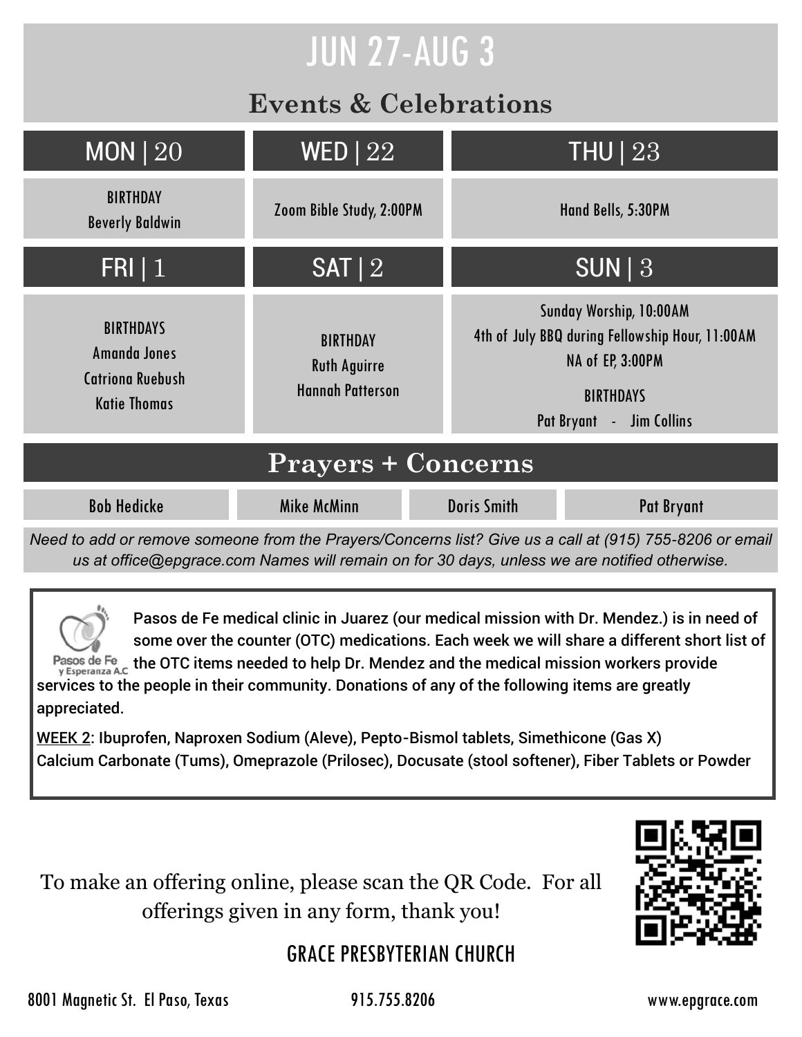# JUN 27-AUG 3

## Events & Celebrations

| MON \| 20 | WED \| 22 | THU \| 23 |
|---|---|---|
| BIRTHDAY<br>Beverly Baldwin | Zoom Bible Study, 2:00PM | Hand Bells, 5:30PM |
| **FRI \| 1** | **SAT \| 2** | **SUN \| 3** |
| BIRTHDAYS<br>Amanda Jones<br>Catriona Ruebush<br>Katie Thomas | BIRTHDAY<br>Ruth Aguirre<br>Hannah Patterson | Sunday Worship, 10:00AM<br>4th of July BBQ during Fellowship Hour, 11:00AM<br>NA of EP, 3:00PM<br>BIRTHDAYS<br>Pat Bryant - Jim Collins |

## Prayers + Concerns

| | | | |
|---|---|---|---|
| Bob Hedicke | Mike McMinn | Doris Smith | Pat Bryant |

*Need to add or remove someone from the Prayers/Concerns list? Give us a call at (915) 755-8206 or email us at office@epgrace.com Names will remain on for 30 days, unless we are notified otherwise.*

Pasos de Fe y Esperanza A.C

Pasos de Fe medical clinic in Juarez (our medical mission with Dr. Mendez.) is in need of some over the counter (OTC) medications. Each week we will share a different short list of the OTC items needed to help Dr. Mendez and the medical mission workers provide services to the people in their community. Donations of any of the following items are greatly appreciated.

WEEK 2: Ibuprofen, Naproxen Sodium (Aleve), Pepto-Bismol tablets, Simethicone (Gas X) Calcium Carbonate (Tums), Omeprazole (Prilosec), Docusate (stool softener), Fiber Tablets or Powder

To make an offering online, please scan the QR Code. For all offerings given in any form, thank you!

GRACE PRESBYTERIAN CHURCH

8001 Magnetic St. El Paso, Texas 915.755.8206 www.epgrace.com